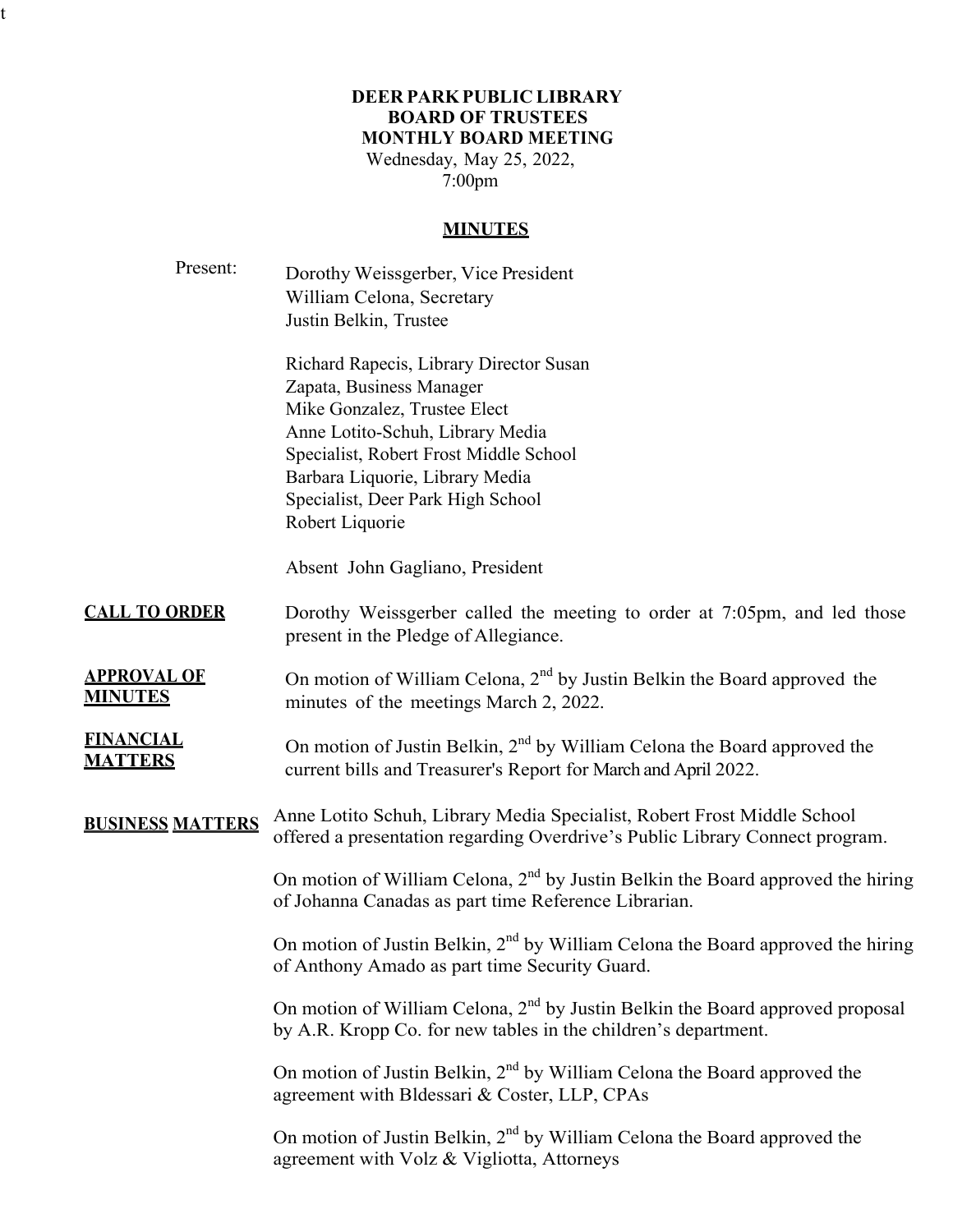**DEER PARK PUBLIC LIBRARY**
**BOARD OF TRUSTEES**
**MONTHLY BOARD MEETING**
Wednesday, May 25, 2022,
7:00pm

**MINUTES**

Present:

Dorothy Weissgerber, Vice President
William Celona, Secretary
Justin Belkin, Trustee

Richard Rapecis, Library Director Susan
Zapata, Business Manager
Mike Gonzalez, Trustee Elect
Anne Lotito-Schuh, Library Media
Specialist, Robert Frost Middle School
Barbara Liquorie, Library Media
Specialist, Deer Park High School
Robert Liquorie

Absent John Gagliano, President

**CALL TO ORDER**

Dorothy Weissgerber called the meeting to order at 7:05pm, and led those present in the Pledge of Allegiance.

**APPROVAL OF MINUTES**

On motion of William Celona, 2nd by Justin Belkin the Board approved the minutes of the meetings March 2, 2022.

**FINANCIAL MATTERS**

On motion of Justin Belkin, 2nd by William Celona the Board approved the current bills and Treasurer's Report for March and April 2022.

**BUSINESS MATTERS**

Anne Lotito Schuh, Library Media Specialist, Robert Frost Middle School offered a presentation regarding Overdrive's Public Library Connect program.

On motion of William Celona, 2nd by Justin Belkin the Board approved the hiring of Johanna Canadas as part time Reference Librarian.

On motion of Justin Belkin, 2nd by William Celona the Board approved the hiring of Anthony Amado as part time Security Guard.

On motion of William Celona, 2nd by Justin Belkin the Board approved proposal by A.R. Kropp Co. for new tables in the children's department.

On motion of Justin Belkin, 2nd by William Celona the Board approved the agreement with Bldessari & Coster, LLP, CPAs

On motion of Justin Belkin, 2nd by William Celona the Board approved the agreement with Volz & Vigliotta, Attorneys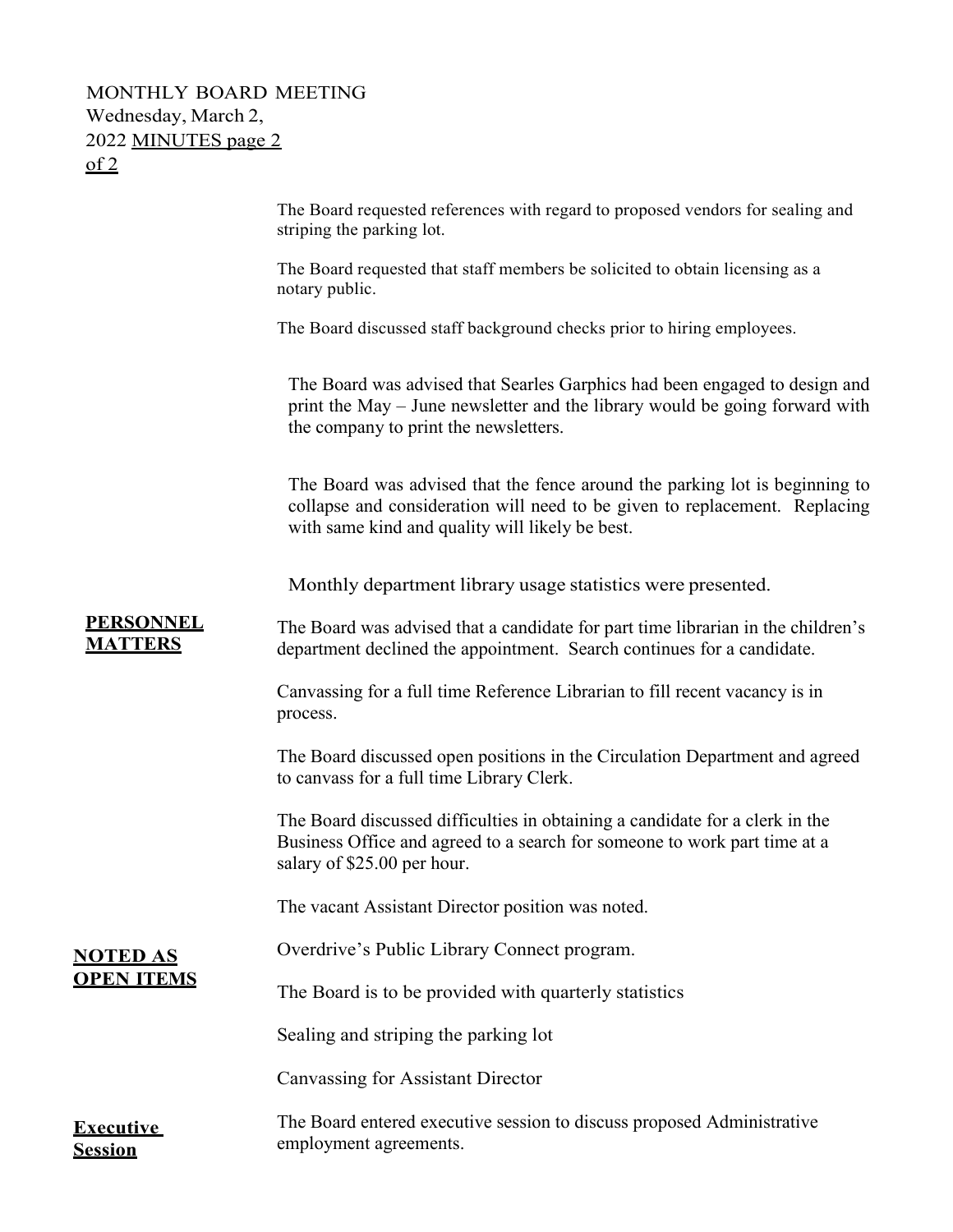MONTHLY BOARD MEETING
Wednesday, March 2, 2022 MINUTES page 2 of 2

The Board requested references with regard to proposed vendors for sealing and striping the parking lot.

The Board requested that staff members be solicited to obtain licensing as a notary public.

The Board discussed staff background checks prior to hiring employees.

The Board was advised that Searles Garphics had been engaged to design and print the May – June newsletter and the library would be going forward with the company to print the newsletters.

The Board was advised that the fence around the parking lot is beginning to collapse and consideration will need to be given to replacement. Replacing with same kind and quality will likely be best.

Monthly department library usage statistics were presented.

**PERSONNEL MATTERS**

The Board was advised that a candidate for part time librarian in the children's department declined the appointment. Search continues for a candidate.

Canvassing for a full time Reference Librarian to fill recent vacancy is in process.

The Board discussed open positions in the Circulation Department and agreed to canvass for a full time Library Clerk.

The Board discussed difficulties in obtaining a candidate for a clerk in the Business Office and agreed to a search for someone to work part time at a salary of $25.00 per hour.

The vacant Assistant Director position was noted.

**NOTED AS OPEN ITEMS**

Overdrive's Public Library Connect program.

The Board is to be provided with quarterly statistics

Sealing and striping the parking lot

Canvassing for Assistant Director

**Executive Session**

The Board entered executive session to discuss proposed Administrative employment agreements.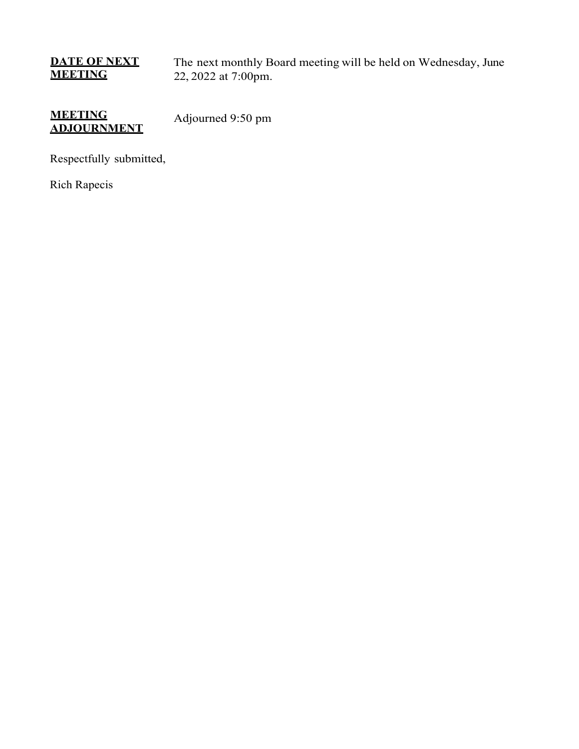**<u>DATE OF NEXT MEETING</u>**

The next monthly Board meeting will be held on Wednesday, June 22, 2022 at 7:00pm.

**<u>MEETING ADJOURNMENT</u>**

Adjourned 9:50 pm

Respectfully submitted,

Rich Rapecis